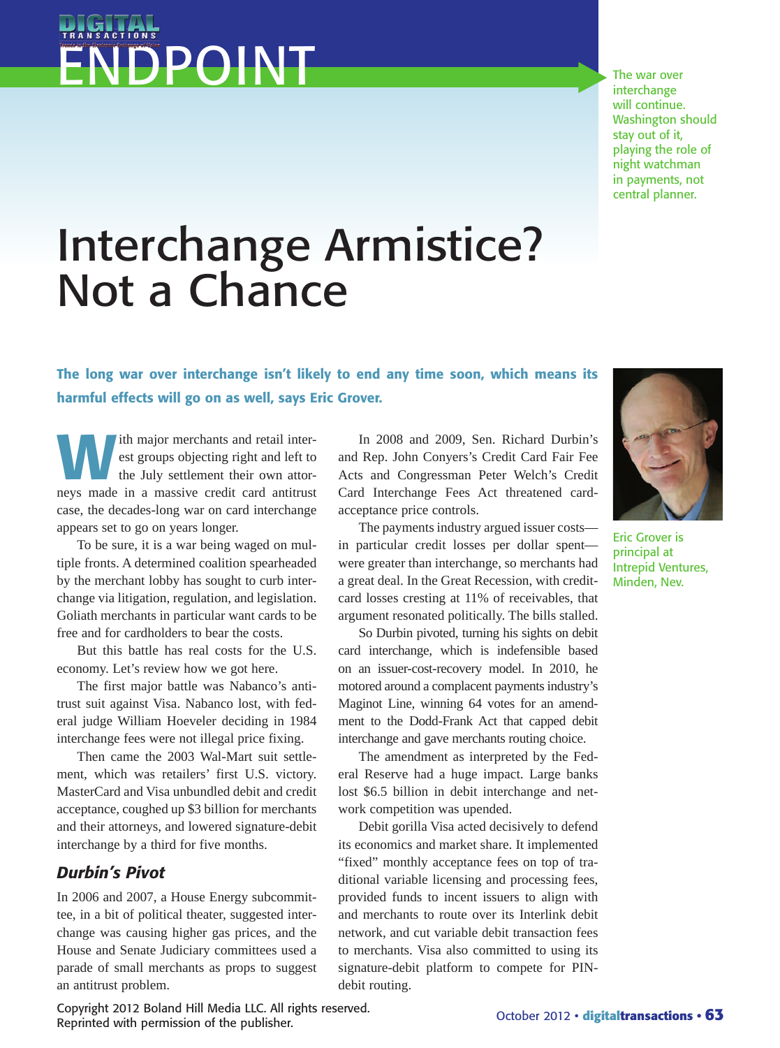# Interchange Armistice? Not a Chance

The war over interchange will continue. Washington should stay out of it, playing the role of night watchman in payments, not central planner.

**The long war over interchange isn't likely to end any time soon, which means its harmful effects will go on as well, says Eric Grover.**

Eric Grover is principal at Intrepid Ventures, Minden, Nev.

With major merchants and retail interest groups objecting right and left to the July settlement their own attorneys made in a massive credit card antitrust case, the decades-long war on card interchange appears set to go on years longer.

To be sure, it is a war being waged on multiple fronts. A determined coalition spearheaded by the merchant lobby has sought to curb interchange via litigation, regulation, and legislation. Goliath merchants in particular want cards to be free and for cardholders to bear the costs.

But this battle has real costs for the U.S. economy. Let's review how we got here.

The first major battle was Nabanco's antitrust suit against Visa. Nabanco lost, with federal judge William Hoeveler deciding in 1984 interchange fees were not illegal price fixing.

Then came the 2003 Wal-Mart suit settlement, which was retailers' first U.S. victory. MasterCard and Visa unbundled debit and credit acceptance, coughed up $3 billion for merchants and their attorneys, and lowered signature-debit interchange by a third for five months.

### *Durbin's Pivot*

In 2006 and 2007, a House Energy subcommittee, in a bit of political theater, suggested interchange was causing higher gas prices, and the House and Senate Judiciary committees used a parade of small merchants as props to suggest an antitrust problem.

In 2008 and 2009, Sen. Richard Durbin's and Rep. John Conyers's Credit Card Fair Fee Acts and Congressman Peter Welch's Credit Card Interchange Fees Act threatened card-acceptance price controls.

The payments industry argued issuer costs—in particular credit losses per dollar spent—were greater than interchange, so merchants had a great deal. In the Great Recession, with credit-card losses cresting at 11% of receivables, that argument resonated politically. The bills stalled.

So Durbin pivoted, turning his sights on debit card interchange, which is indefensible based on an issuer-cost-recovery model. In 2010, he motored around a complacent payments industry's Maginot Line, winning 64 votes for an amendment to the Dodd-Frank Act that capped debit interchange and gave merchants routing choice.

The amendment as interpreted by the Federal Reserve had a huge impact. Large banks lost $6.5 billion in debit interchange and network competition was upended.

Debit gorilla Visa acted decisively to defend its economics and market share. It implemented "fixed" monthly acceptance fees on top of traditional variable licensing and processing fees, provided funds to incent issuers to align with and merchants to route over its Interlink debit network, and cut variable debit transaction fees to merchants. Visa also committed to using its signature-debit platform to compete for PIN-debit routing.

Copyright 2012 Boland Hill Media LLC. All rights reserved.
Reprinted with permission of the publisher.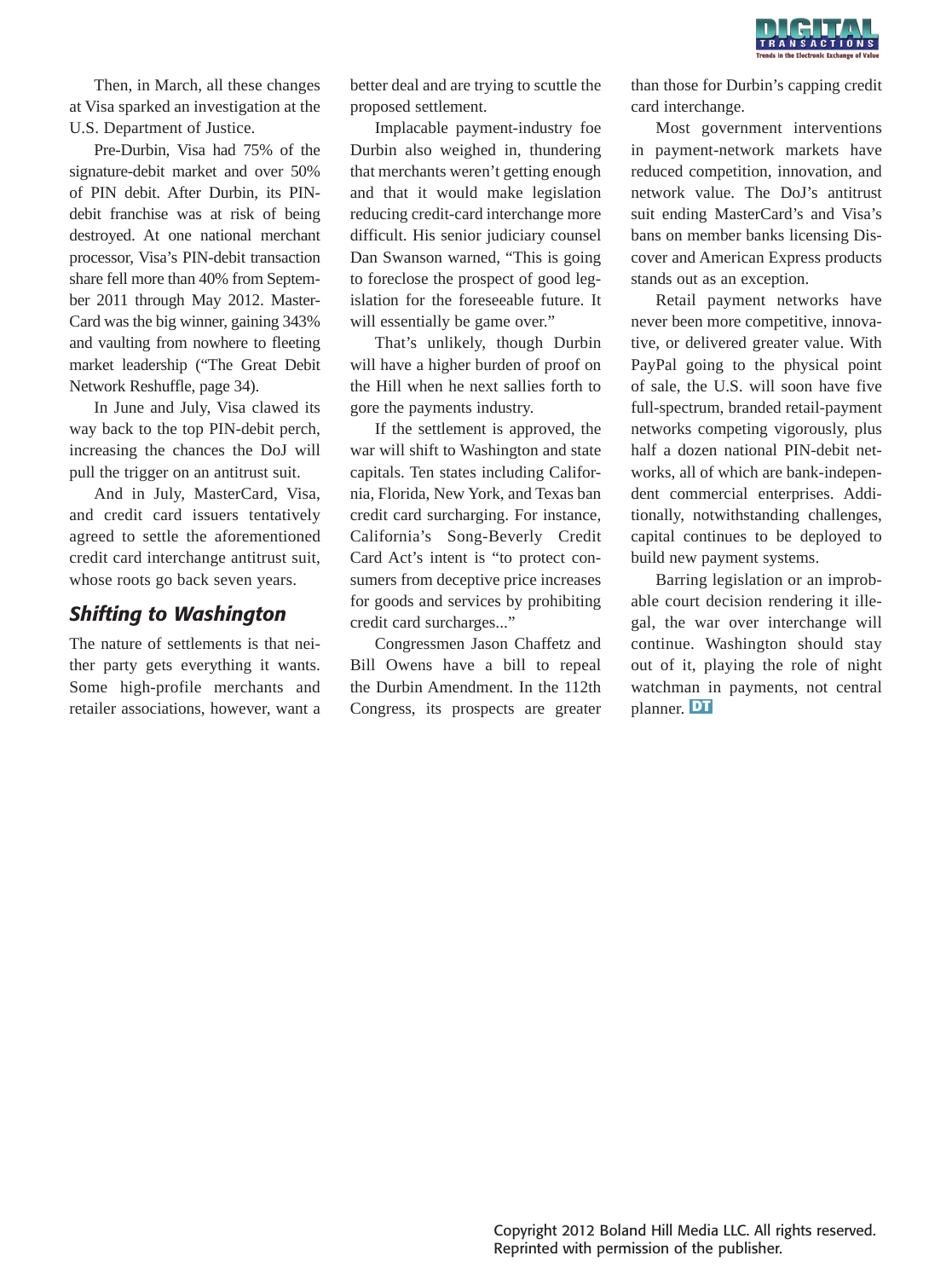Then, in March, all these changes at Visa sparked an investigation at the U.S. Department of Justice.

Pre-Durbin, Visa had 75% of the signature-debit market and over 50% of PIN debit. After Durbin, its PIN-debit franchise was at risk of being destroyed. At one national merchant processor, Visa's PIN-debit transaction share fell more than 40% from September 2011 through May 2012. MasterCard was the big winner, gaining 343% and vaulting from nowhere to fleeting market leadership ("The Great Debit Network Reshuffle, page 34).

In June and July, Visa clawed its way back to the top PIN-debit perch, increasing the chances the DoJ will pull the trigger on an antitrust suit.

And in July, MasterCard, Visa, and credit card issuers tentatively agreed to settle the aforementioned credit card interchange antitrust suit, whose roots go back seven years.

## Shifting to Washington

The nature of settlements is that neither party gets everything it wants. Some high-profile merchants and retailer associations, however, want a better deal and are trying to scuttle the proposed settlement.

Implacable payment-industry foe Durbin also weighed in, thundering that merchants weren't getting enough and that it would make legislation reducing credit-card interchange more difficult. His senior judiciary counsel Dan Swanson warned, "This is going to foreclose the prospect of good legislation for the foreseeable future. It will essentially be game over."

That's unlikely, though Durbin will have a higher burden of proof on the Hill when he next sallies forth to gore the payments industry.

If the settlement is approved, the war will shift to Washington and state capitals. Ten states including California, Florida, New York, and Texas ban credit card surcharging. For instance, California's Song-Beverly Credit Card Act's intent is "to protect consumers from deceptive price increases for goods and services by prohibiting credit card surcharges..."

Congressmen Jason Chaffetz and Bill Owens have a bill to repeal the Durbin Amendment. In the 112th Congress, its prospects are greater than those for Durbin's capping credit card interchange.

Most government interventions in payment-network markets have reduced competition, innovation, and network value. The DoJ's antitrust suit ending MasterCard's and Visa's bans on member banks licensing Discover and American Express products stands out as an exception.

Retail payment networks have never been more competitive, innovative, or delivered greater value. With PayPal going to the physical point of sale, the U.S. will soon have five full-spectrum, branded retail-payment networks competing vigorously, plus half a dozen national PIN-debit networks, all of which are bank-independent commercial enterprises. Additionally, notwithstanding challenges, capital continues to be deployed to build new payment systems.

Barring legislation or an improbable court decision rendering it illegal, the war over interchange will continue. Washington should stay out of it, playing the role of night watchman in payments, not central planner.

Copyright 2012 Boland Hill Media LLC. All rights reserved.
Reprinted with permission of the publisher.